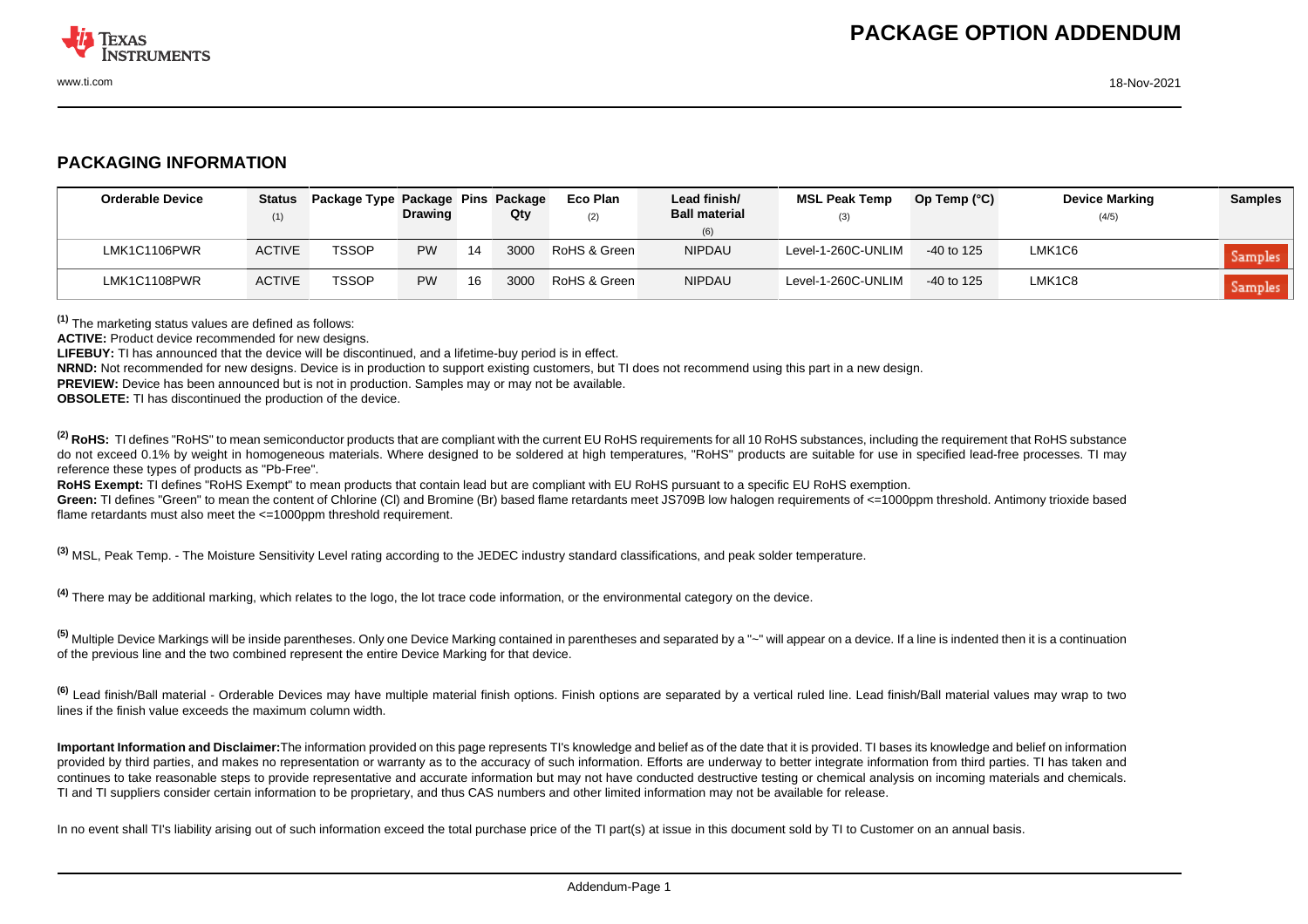# PACKAGE OPTION ADDENDUM

## PACKAGING INFORMATION

| Orderable Device | Status (1) | Package Type | Package Drawing | Pins | Package Qty | Eco Plan (2) | Lead finish/ Ball material (6) | MSL Peak Temp (3) | Op Temp (°C) | Device Marking (4/5) | Samples |
|---|---|---|---|---|---|---|---|---|---|---|---|
| LMK1C1106PWR | ACTIVE | TSSOP | PW | 14 | 3000 | RoHS & Green | NIPDAU | Level-1-260C-UNLIM | -40 to 125 | LMK1C6 | Samples |
| LMK1C1108PWR | ACTIVE | TSSOP | PW | 16 | 3000 | RoHS & Green | NIPDAU | Level-1-260C-UNLIM | -40 to 125 | LMK1C8 | Samples |

(1) The marketing status values are defined as follows:

**ACTIVE:** Product device recommended for new designs.

**LIFEBUY:** TI has announced that the device will be discontinued, and a lifetime-buy period is in effect.

**NRND:** Not recommended for new designs. Device is in production to support existing customers, but TI does not recommend using this part in a new design.

**PREVIEW:** Device has been announced but is not in production. Samples may or may not be available.

**OBSOLETE:** TI has discontinued the production of the device.

(2) **RoHS:** TI defines "RoHS" to mean semiconductor products that are compliant with the current EU RoHS requirements for all 10 RoHS substances, including the requirement that RoHS substance do not exceed 0.1% by weight in homogeneous materials. Where designed to be soldered at high temperatures, "RoHS" products are suitable for use in specified lead-free processes. TI may reference these types of products as "Pb-Free".

**RoHS Exempt:** TI defines "RoHS Exempt" to mean products that contain lead but are compliant with EU RoHS pursuant to a specific EU RoHS exemption.

**Green:** TI defines "Green" to mean the content of Chlorine (Cl) and Bromine (Br) based flame retardants meet JS709B low halogen requirements of <=1000ppm threshold. Antimony trioxide based flame retardants must also meet the <=1000ppm threshold requirement.

(3) MSL, Peak Temp. - The Moisture Sensitivity Level rating according to the JEDEC industry standard classifications, and peak solder temperature.

(4) There may be additional marking, which relates to the logo, the lot trace code information, or the environmental category on the device.

(5) Multiple Device Markings will be inside parentheses. Only one Device Marking contained in parentheses and separated by a "~" will appear on a device. If a line is indented then it is a continuation of the previous line and the two combined represent the entire Device Marking for that device.

(6) Lead finish/Ball material - Orderable Devices may have multiple material finish options. Finish options are separated by a vertical ruled line. Lead finish/Ball material values may wrap to two lines if the finish value exceeds the maximum column width.

**Important Information and Disclaimer:** The information provided on this page represents TI's knowledge and belief as of the date that it is provided. TI bases its knowledge and belief on information provided by third parties, and makes no representation or warranty as to the accuracy of such information. Efforts are underway to better integrate information from third parties. TI has taken and continues to take reasonable steps to provide representative and accurate information but may not have conducted destructive testing or chemical analysis on incoming materials and chemicals. TI and TI suppliers consider certain information to be proprietary, and thus CAS numbers and other limited information may not be available for release.

In no event shall TI's liability arising out of such information exceed the total purchase price of the TI part(s) at issue in this document sold by TI to Customer on an annual basis.